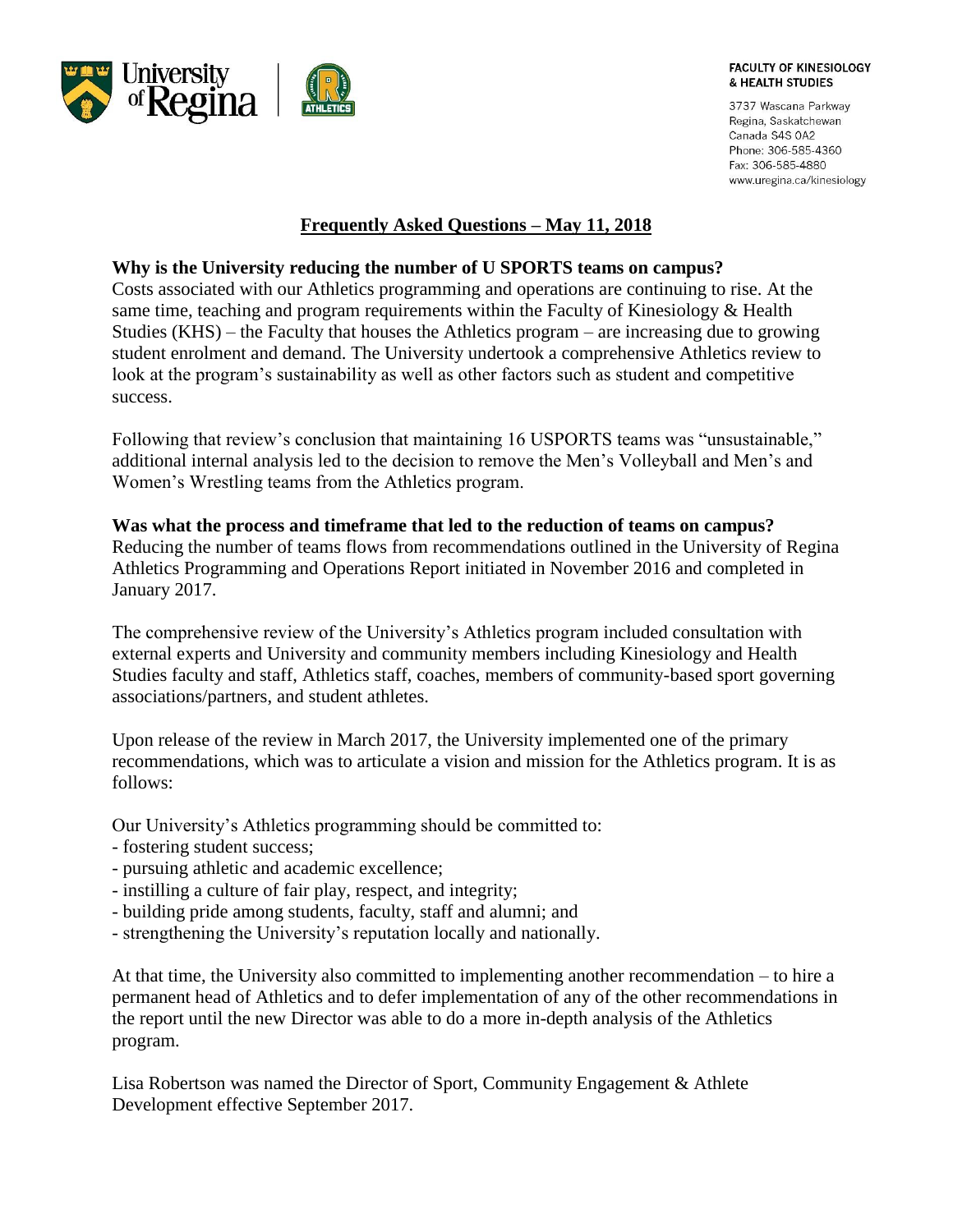FACULTY OF KINESIOLOGY & HEALTH STUDIES

3737 Wascana Parkway
Regina, Saskatchewan
Canada S4S 0A2
Phone: 306-585-4360
Fax: 306-585-4880
www.uregina.ca/kinesiology

# Frequently Asked Questions – May 11, 2018

**Why is the University reducing the number of U SPORTS teams on campus?**
Costs associated with our Athletics programming and operations are continuing to rise. At the same time, teaching and program requirements within the Faculty of Kinesiology & Health Studies (KHS) – the Faculty that houses the Athletics program – are increasing due to growing student enrolment and demand. The University undertook a comprehensive Athletics review to look at the program's sustainability as well as other factors such as student and competitive success.

Following that review's conclusion that maintaining 16 USPORTS teams was "unsustainable," additional internal analysis led to the decision to remove the Men's Volleyball and Men's and Women's Wrestling teams from the Athletics program.

**Was what the process and timeframe that led to the reduction of teams on campus?**
Reducing the number of teams flows from recommendations outlined in the University of Regina Athletics Programming and Operations Report initiated in November 2016 and completed in January 2017.

The comprehensive review of the University's Athletics program included consultation with external experts and University and community members including Kinesiology and Health Studies faculty and staff, Athletics staff, coaches, members of community-based sport governing associations/partners, and student athletes.

Upon release of the review in March 2017, the University implemented one of the primary recommendations, which was to articulate a vision and mission for the Athletics program. It is as follows:

Our University's Athletics programming should be committed to:
- fostering student success;
- pursuing athletic and academic excellence;
- instilling a culture of fair play, respect, and integrity;
- building pride among students, faculty, staff and alumni; and
- strengthening the University's reputation locally and nationally.

At that time, the University also committed to implementing another recommendation – to hire a permanent head of Athletics and to defer implementation of any of the other recommendations in the report until the new Director was able to do a more in-depth analysis of the Athletics program.

Lisa Robertson was named the Director of Sport, Community Engagement & Athlete Development effective September 2017.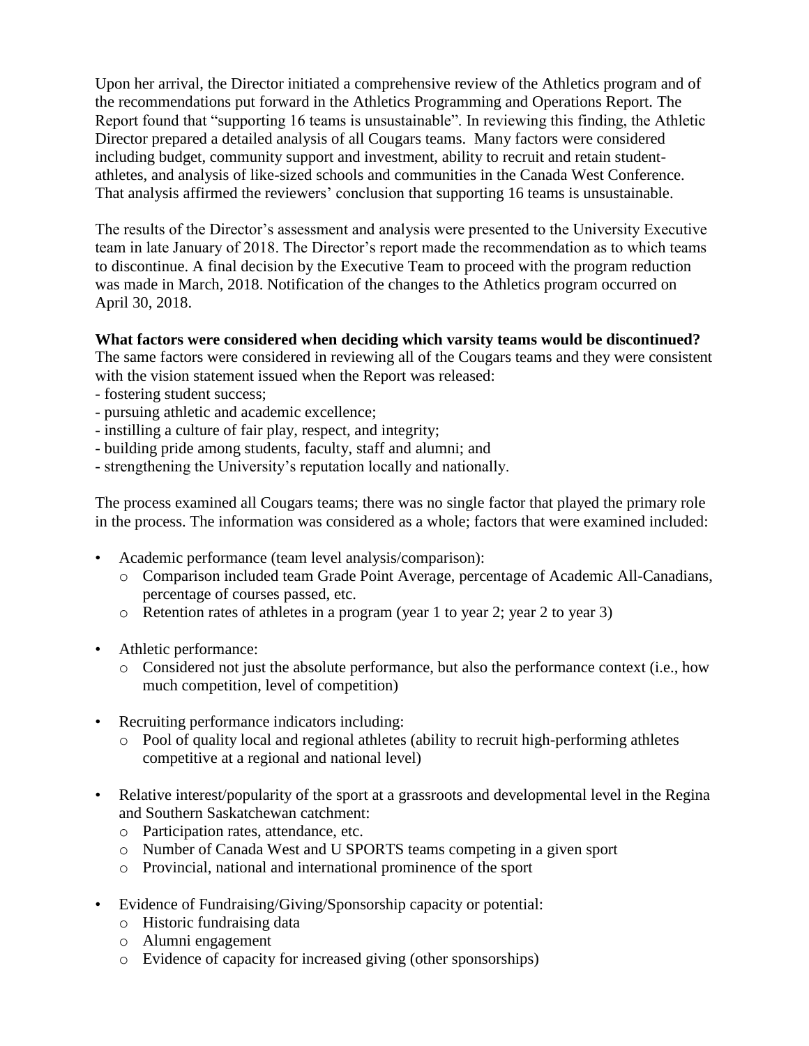Upon her arrival, the Director initiated a comprehensive review of the Athletics program and of the recommendations put forward in the Athletics Programming and Operations Report. The Report found that "supporting 16 teams is unsustainable". In reviewing this finding, the Athletic Director prepared a detailed analysis of all Cougars teams. Many factors were considered including budget, community support and investment, ability to recruit and retain student-athletes, and analysis of like-sized schools and communities in the Canada West Conference. That analysis affirmed the reviewers' conclusion that supporting 16 teams is unsustainable.

The results of the Director's assessment and analysis were presented to the University Executive team in late January of 2018. The Director's report made the recommendation as to which teams to discontinue. A final decision by the Executive Team to proceed with the program reduction was made in March, 2018. Notification of the changes to the Athletics program occurred on April 30, 2018.

**What factors were considered when deciding which varsity teams would be discontinued?**

The same factors were considered in reviewing all of the Cougars teams and they were consistent with the vision statement issued when the Report was released:

- fostering student success;
- pursuing athletic and academic excellence;
- instilling a culture of fair play, respect, and integrity;
- building pride among students, faculty, staff and alumni; and
- strengthening the University's reputation locally and nationally.

The process examined all Cougars teams; there was no single factor that played the primary role in the process. The information was considered as a whole; factors that were examined included:

- Academic performance (team level analysis/comparison):
  - Comparison included team Grade Point Average, percentage of Academic All-Canadians, percentage of courses passed, etc.
  - Retention rates of athletes in a program (year 1 to year 2; year 2 to year 3)
- Athletic performance:
  - Considered not just the absolute performance, but also the performance context (i.e., how much competition, level of competition)
- Recruiting performance indicators including:
  - Pool of quality local and regional athletes (ability to recruit high-performing athletes competitive at a regional and national level)
- Relative interest/popularity of the sport at a grassroots and developmental level in the Regina and Southern Saskatchewan catchment:
  - Participation rates, attendance, etc.
  - Number of Canada West and U SPORTS teams competing in a given sport
  - Provincial, national and international prominence of the sport
- Evidence of Fundraising/Giving/Sponsorship capacity or potential:
  - Historic fundraising data
  - Alumni engagement
  - Evidence of capacity for increased giving (other sponsorships)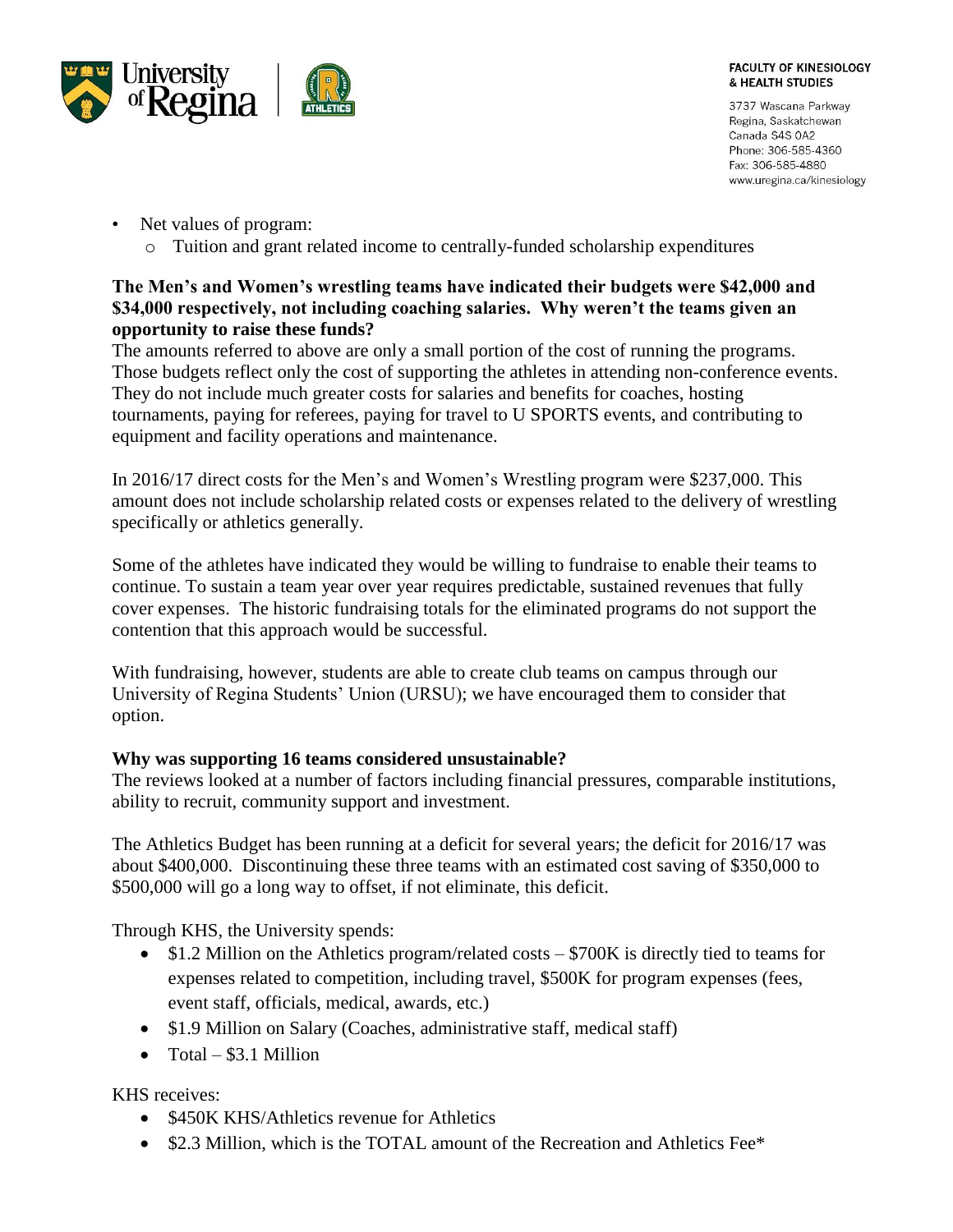- Net values of program:
  - Tuition and grant related income to centrally-funded scholarship expenditures

**The Men's and Women's wrestling teams have indicated their budgets were $42,000 and $34,000 respectively, not including coaching salaries. Why weren't the teams given an opportunity to raise these funds?**

The amounts referred to above are only a small portion of the cost of running the programs. Those budgets reflect only the cost of supporting the athletes in attending non-conference events. They do not include much greater costs for salaries and benefits for coaches, hosting tournaments, paying for referees, paying for travel to U SPORTS events, and contributing to equipment and facility operations and maintenance.

In 2016/17 direct costs for the Men's and Women's Wrestling program were $237,000. This amount does not include scholarship related costs or expenses related to the delivery of wrestling specifically or athletics generally.

Some of the athletes have indicated they would be willing to fundraise to enable their teams to continue. To sustain a team year over year requires predictable, sustained revenues that fully cover expenses. The historic fundraising totals for the eliminated programs do not support the contention that this approach would be successful.

With fundraising, however, students are able to create club teams on campus through our University of Regina Students' Union (URSU); we have encouraged them to consider that option.

**Why was supporting 16 teams considered unsustainable?**

The reviews looked at a number of factors including financial pressures, comparable institutions, ability to recruit, community support and investment.

The Athletics Budget has been running at a deficit for several years; the deficit for 2016/17 was about $400,000. Discontinuing these three teams with an estimated cost saving of $350,000 to $500,000 will go a long way to offset, if not eliminate, this deficit.

Through KHS, the University spends:

- $1.2 Million on the Athletics program/related costs – $700K is directly tied to teams for expenses related to competition, including travel, $500K for program expenses (fees, event staff, officials, medical, awards, etc.)
- $1.9 Million on Salary (Coaches, administrative staff, medical staff)
- Total – $3.1 Million

KHS receives:

- $450K KHS/Athletics revenue for Athletics
- $2.3 Million, which is the TOTAL amount of the Recreation and Athletics Fee*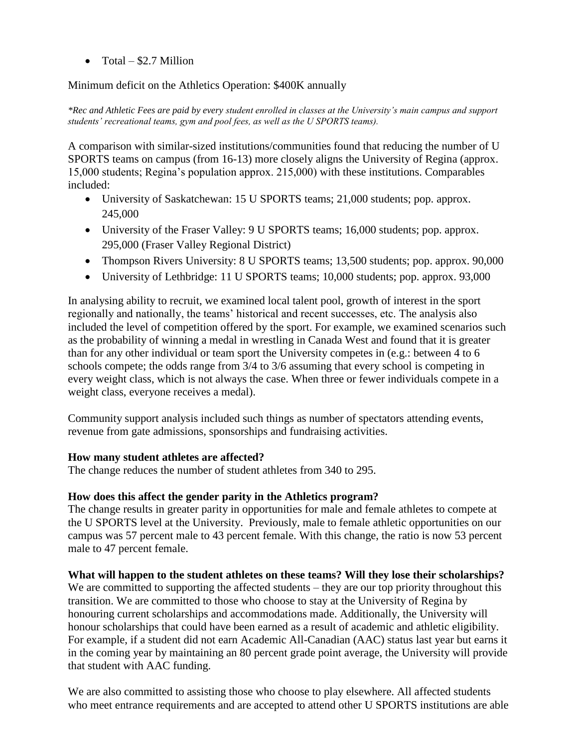- Total – $2.7 Million

Minimum deficit on the Athletics Operation: $400K annually

*\*Rec and Athletic Fees are paid by every student enrolled in classes at the University's main campus and support students' recreational teams, gym and pool fees, as well as the U SPORTS teams).*

A comparison with similar-sized institutions/communities found that reducing the number of U SPORTS teams on campus (from 16-13) more closely aligns the University of Regina (approx. 15,000 students; Regina's population approx. 215,000) with these institutions. Comparables included:

- University of Saskatchewan: 15 U SPORTS teams; 21,000 students; pop. approx. 245,000
- University of the Fraser Valley: 9 U SPORTS teams; 16,000 students; pop. approx. 295,000 (Fraser Valley Regional District)
- Thompson Rivers University: 8 U SPORTS teams; 13,500 students; pop. approx. 90,000
- University of Lethbridge: 11 U SPORTS teams; 10,000 students; pop. approx. 93,000

In analysing ability to recruit, we examined local talent pool, growth of interest in the sport regionally and nationally, the teams' historical and recent successes, etc. The analysis also included the level of competition offered by the sport. For example, we examined scenarios such as the probability of winning a medal in wrestling in Canada West and found that it is greater than for any other individual or team sport the University competes in (e.g.: between 4 to 6 schools compete; the odds range from 3/4 to 3/6 assuming that every school is competing in every weight class, which is not always the case. When three or fewer individuals compete in a weight class, everyone receives a medal).

Community support analysis included such things as number of spectators attending events, revenue from gate admissions, sponsorships and fundraising activities.

**How many student athletes are affected?**
The change reduces the number of student athletes from 340 to 295.

**How does this affect the gender parity in the Athletics program?**
The change results in greater parity in opportunities for male and female athletes to compete at the U SPORTS level at the University. Previously, male to female athletic opportunities on our campus was 57 percent male to 43 percent female. With this change, the ratio is now 53 percent male to 47 percent female.

**What will happen to the student athletes on these teams? Will they lose their scholarships?**
We are committed to supporting the affected students – they are our top priority throughout this transition. We are committed to those who choose to stay at the University of Regina by honouring current scholarships and accommodations made. Additionally, the University will honour scholarships that could have been earned as a result of academic and athletic eligibility. For example, if a student did not earn Academic All-Canadian (AAC) status last year but earns it in the coming year by maintaining an 80 percent grade point average, the University will provide that student with AAC funding.

We are also committed to assisting those who choose to play elsewhere. All affected students who meet entrance requirements and are accepted to attend other U SPORTS institutions are able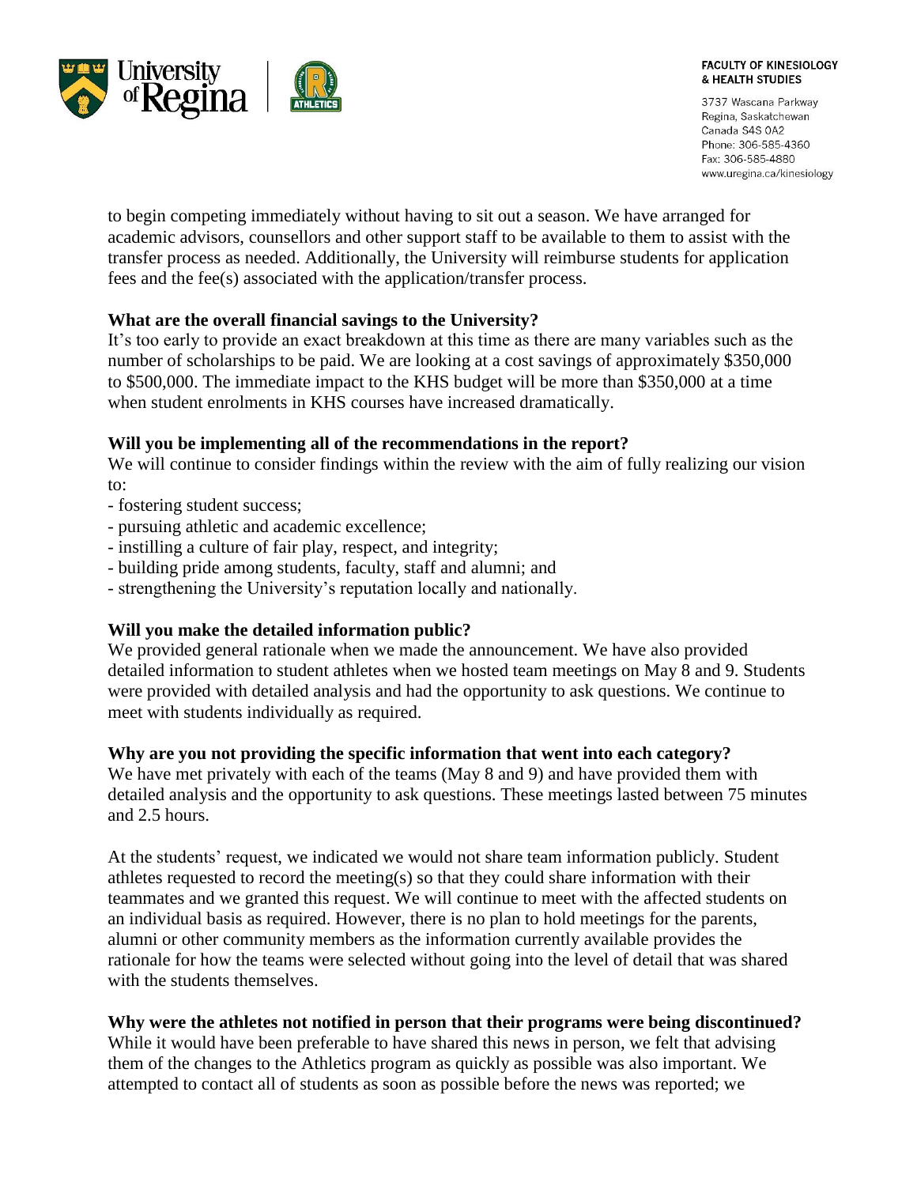to begin competing immediately without having to sit out a season. We have arranged for academic advisors, counsellors and other support staff to be available to them to assist with the transfer process as needed. Additionally, the University will reimburse students for application fees and the fee(s) associated with the application/transfer process.

**What are the overall financial savings to the University?**
It's too early to provide an exact breakdown at this time as there are many variables such as the number of scholarships to be paid. We are looking at a cost savings of approximately $350,000 to $500,000. The immediate impact to the KHS budget will be more than $350,000 at a time when student enrolments in KHS courses have increased dramatically.

**Will you be implementing all of the recommendations in the report?**
We will continue to consider findings within the review with the aim of fully realizing our vision to:

- fostering student success;
- pursuing athletic and academic excellence;
- instilling a culture of fair play, respect, and integrity;
- building pride among students, faculty, staff and alumni; and
- strengthening the University's reputation locally and nationally.

**Will you make the detailed information public?**
We provided general rationale when we made the announcement. We have also provided detailed information to student athletes when we hosted team meetings on May 8 and 9. Students were provided with detailed analysis and had the opportunity to ask questions. We continue to meet with students individually as required.

**Why are you not providing the specific information that went into each category?**
We have met privately with each of the teams (May 8 and 9) and have provided them with detailed analysis and the opportunity to ask questions. These meetings lasted between 75 minutes and 2.5 hours.

At the students' request, we indicated we would not share team information publicly. Student athletes requested to record the meeting(s) so that they could share information with their teammates and we granted this request. We will continue to meet with the affected students on an individual basis as required. However, there is no plan to hold meetings for the parents, alumni or other community members as the information currently available provides the rationale for how the teams were selected without going into the level of detail that was shared with the students themselves.

**Why were the athletes not notified in person that their programs were being discontinued?**
While it would have been preferable to have shared this news in person, we felt that advising them of the changes to the Athletics program as quickly as possible was also important. We attempted to contact all of students as soon as possible before the news was reported; we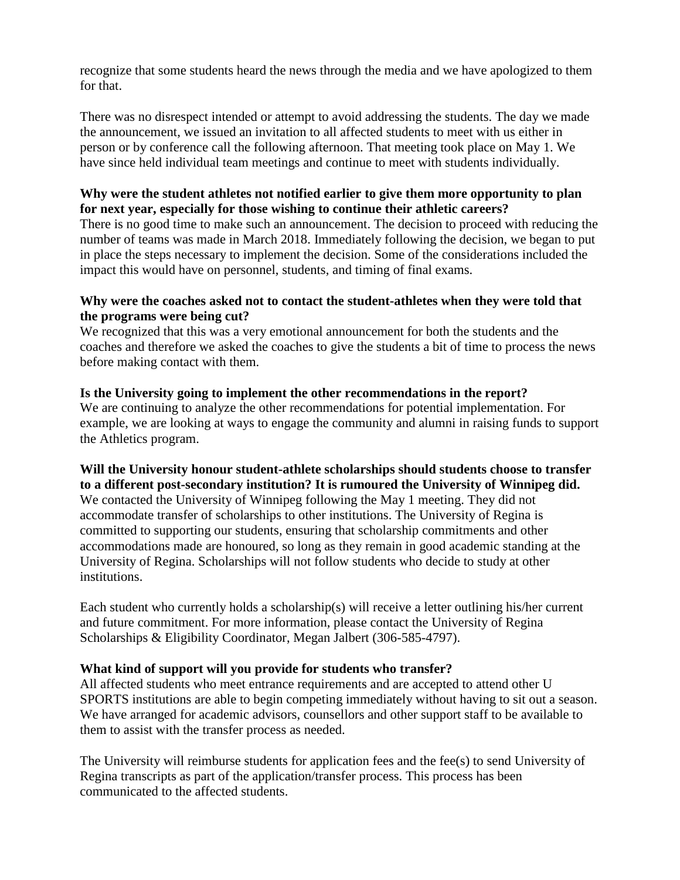recognize that some students heard the news through the media and we have apologized to them for that.

There was no disrespect intended or attempt to avoid addressing the students. The day we made the announcement, we issued an invitation to all affected students to meet with us either in person or by conference call the following afternoon. That meeting took place on May 1. We have since held individual team meetings and continue to meet with students individually.

**Why were the student athletes not notified earlier to give them more opportunity to plan for next year, especially for those wishing to continue their athletic careers?**
There is no good time to make such an announcement. The decision to proceed with reducing the number of teams was made in March 2018. Immediately following the decision, we began to put in place the steps necessary to implement the decision. Some of the considerations included the impact this would have on personnel, students, and timing of final exams.

**Why were the coaches asked not to contact the student-athletes when they were told that the programs were being cut?**
We recognized that this was a very emotional announcement for both the students and the coaches and therefore we asked the coaches to give the students a bit of time to process the news before making contact with them.

**Is the University going to implement the other recommendations in the report?**
We are continuing to analyze the other recommendations for potential implementation. For example, we are looking at ways to engage the community and alumni in raising funds to support the Athletics program.

**Will the University honour student-athlete scholarships should students choose to transfer to a different post-secondary institution? It is rumoured the University of Winnipeg did.**
We contacted the University of Winnipeg following the May 1 meeting. They did not accommodate transfer of scholarships to other institutions. The University of Regina is committed to supporting our students, ensuring that scholarship commitments and other accommodations made are honoured, so long as they remain in good academic standing at the University of Regina. Scholarships will not follow students who decide to study at other institutions.

Each student who currently holds a scholarship(s) will receive a letter outlining his/her current and future commitment. For more information, please contact the University of Regina Scholarships & Eligibility Coordinator, Megan Jalbert (306-585-4797).

**What kind of support will you provide for students who transfer?**
All affected students who meet entrance requirements and are accepted to attend other U SPORTS institutions are able to begin competing immediately without having to sit out a season. We have arranged for academic advisors, counsellors and other support staff to be available to them to assist with the transfer process as needed.

The University will reimburse students for application fees and the fee(s) to send University of Regina transcripts as part of the application/transfer process. This process has been communicated to the affected students.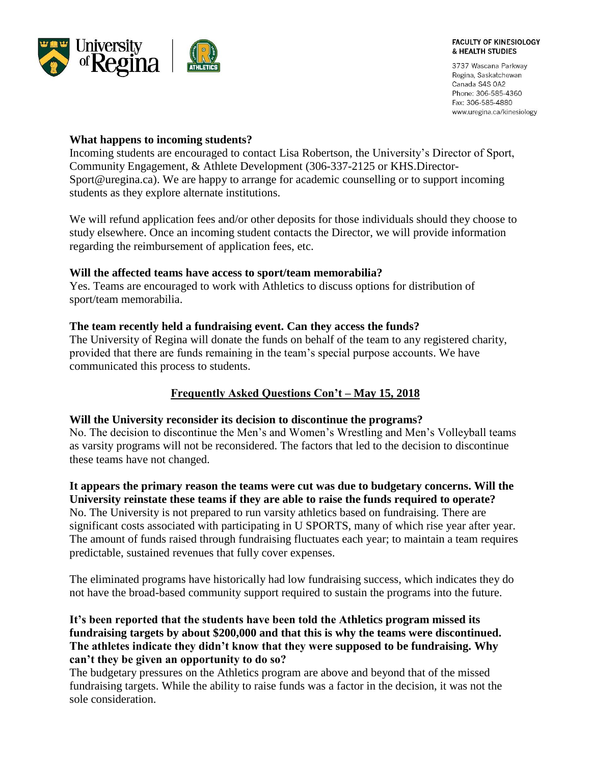**What happens to incoming students?**

Incoming students are encouraged to contact Lisa Robertson, the University's Director of Sport, Community Engagement, & Athlete Development (306-337-2125 or KHS.Director-Sport@uregina.ca). We are happy to arrange for academic counselling or to support incoming students as they explore alternate institutions.

We will refund application fees and/or other deposits for those individuals should they choose to study elsewhere. Once an incoming student contacts the Director, we will provide information regarding the reimbursement of application fees, etc.

**Will the affected teams have access to sport/team memorabilia?**

Yes. Teams are encouraged to work with Athletics to discuss options for distribution of sport/team memorabilia.

**The team recently held a fundraising event. Can they access the funds?**

The University of Regina will donate the funds on behalf of the team to any registered charity, provided that there are funds remaining in the team's special purpose accounts. We have communicated this process to students.

## Frequently Asked Questions Con't – May 15, 2018

**Will the University reconsider its decision to discontinue the programs?**

No. The decision to discontinue the Men's and Women's Wrestling and Men's Volleyball teams as varsity programs will not be reconsidered. The factors that led to the decision to discontinue these teams have not changed.

**It appears the primary reason the teams were cut was due to budgetary concerns. Will the University reinstate these teams if they are able to raise the funds required to operate?**

No. The University is not prepared to run varsity athletics based on fundraising. There are significant costs associated with participating in U SPORTS, many of which rise year after year. The amount of funds raised through fundraising fluctuates each year; to maintain a team requires predictable, sustained revenues that fully cover expenses.

The eliminated programs have historically had low fundraising success, which indicates they do not have the broad-based community support required to sustain the programs into the future.

**It's been reported that the students have been told the Athletics program missed its fundraising targets by about $200,000 and that this is why the teams were discontinued. The athletes indicate they didn't know that they were supposed to be fundraising. Why can't they be given an opportunity to do so?**

The budgetary pressures on the Athletics program are above and beyond that of the missed fundraising targets. While the ability to raise funds was a factor in the decision, it was not the sole consideration.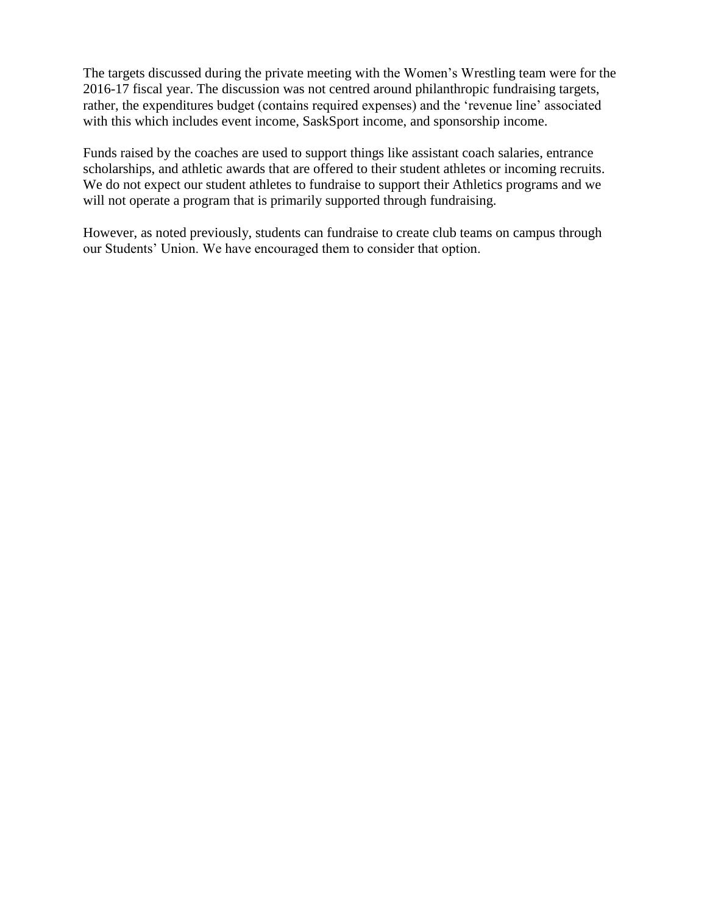The targets discussed during the private meeting with the Women's Wrestling team were for the 2016-17 fiscal year. The discussion was not centred around philanthropic fundraising targets, rather, the expenditures budget (contains required expenses) and the 'revenue line' associated with this which includes event income, SaskSport income, and sponsorship income.

Funds raised by the coaches are used to support things like assistant coach salaries, entrance scholarships, and athletic awards that are offered to their student athletes or incoming recruits. We do not expect our student athletes to fundraise to support their Athletics programs and we will not operate a program that is primarily supported through fundraising.

However, as noted previously, students can fundraise to create club teams on campus through our Students' Union. We have encouraged them to consider that option.